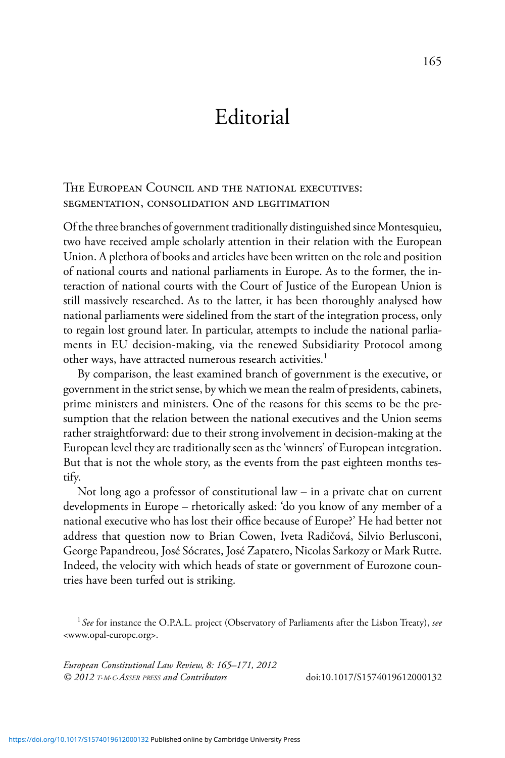# Editorial

## The European Council and the national executives: segmentation, consolidation and legitimation

Of the three branches of government traditionally distinguished since Montesquieu, two have received ample scholarly attention in their relation with the European Union. A plethora of books and articles have been written on the role and position of national courts and national parliaments in Europe. As to the former, the interaction of national courts with the Court of Justice of the European Union is still massively researched. As to the latter, it has been thoroughly analysed how national parliaments were sidelined from the start of the integration process, only to regain lost ground later. In particular, attempts to include the national parliaments in EU decision-making, via the renewed Subsidiarity Protocol among other ways, have attracted numerous research activities.[1]

By comparison, the least examined branch of government is the executive, or government in the strict sense, by which we mean the realm of presidents, cabinets, prime ministers and ministers. One of the reasons for this seems to be the presumption that the relation between the national executives and the Union seems rather straightforward: due to their strong involvement in decision-making at the European level they are traditionally seen as the 'winners' of European integration. But that is not the whole story, as the events from the past eighteen months testify.

Not long ago a professor of constitutional law – in a private chat on current developments in Europe – rhetorically asked: 'do you know of any member of a national executive who has lost their office because of Europe?' He had better not address that question now to Brian Cowen, Iveta Radičová, Silvio Berlusconi, George Papandreou, José Sócrates, José Zapatero, Nicolas Sarkozy or Mark Rutte. Indeed, the velocity with which heads of state or government of Eurozone countries have been turfed out is striking.

[1] *See* for instance the O.P.A.L. project (Observatory of Parliaments after the Lisbon Treaty), *see* <www.opal-europe.org>.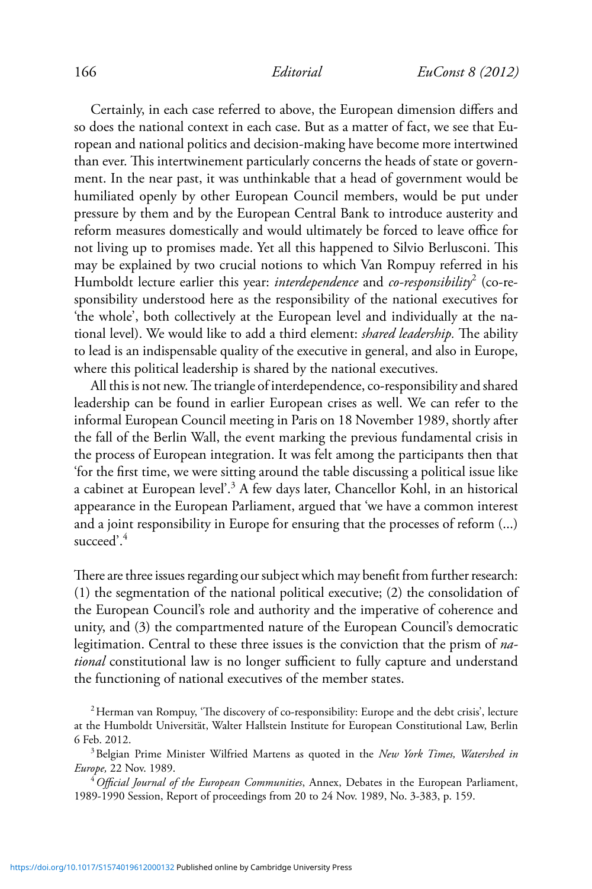Certainly, in each case referred to above, the European dimension differs and so does the national context in each case. But as a matter of fact, we see that European and national politics and decision-making have become more intertwined than ever. This intertwinement particularly concerns the heads of state or government. In the near past, it was unthinkable that a head of government would be humiliated openly by other European Council members, would be put under pressure by them and by the European Central Bank to introduce austerity and reform measures domestically and would ultimately be forced to leave office for not living up to promises made. Yet all this happened to Silvio Berlusconi. This may be explained by two crucial notions to which Van Rompuy referred in his Humboldt lecture earlier this year: *interdependence* and *co-responsibility*[2] (co-responsibility understood here as the responsibility of the national executives for 'the whole', both collectively at the European level and individually at the national level). We would like to add a third element: *shared leadership.* The ability to lead is an indispensable quality of the executive in general, and also in Europe, where this political leadership is shared by the national executives.

All this is not new. The triangle of interdependence, co-responsibility and shared leadership can be found in earlier European crises as well. We can refer to the informal European Council meeting in Paris on 18 November 1989, shortly after the fall of the Berlin Wall, the event marking the previous fundamental crisis in the process of European integration. It was felt among the participants then that 'for the first time, we were sitting around the table discussing a political issue like a cabinet at European level'.[3] A few days later, Chancellor Kohl, in an historical appearance in the European Parliament, argued that 'we have a common interest and a joint responsibility in Europe for ensuring that the processes of reform (...) succeed'.[4]

There are three issues regarding our subject which may benefit from further research: (1) the segmentation of the national political executive; (2) the consolidation of the European Council's role and authority and the imperative of coherence and unity, and (3) the compartmented nature of the European Council's democratic legitimation. Central to these three issues is the conviction that the prism of *national* constitutional law is no longer sufficient to fully capture and understand the functioning of national executives of the member states.

[2] Herman van Rompuy, 'The discovery of co-responsibility: Europe and the debt crisis', lecture at the Humboldt Universität, Walter Hallstein Institute for European Constitutional Law, Berlin 6 Feb. 2012.

[3] Belgian Prime Minister Wilfried Martens as quoted in the *New York Times, Watershed in Europe,* 22 Nov. 1989.

[4] *Official Journal of the European Communities*, Annex, Debates in the European Parliament, 1989-1990 Session, Report of proceedings from 20 to 24 Nov. 1989, No. 3-383, p. 159.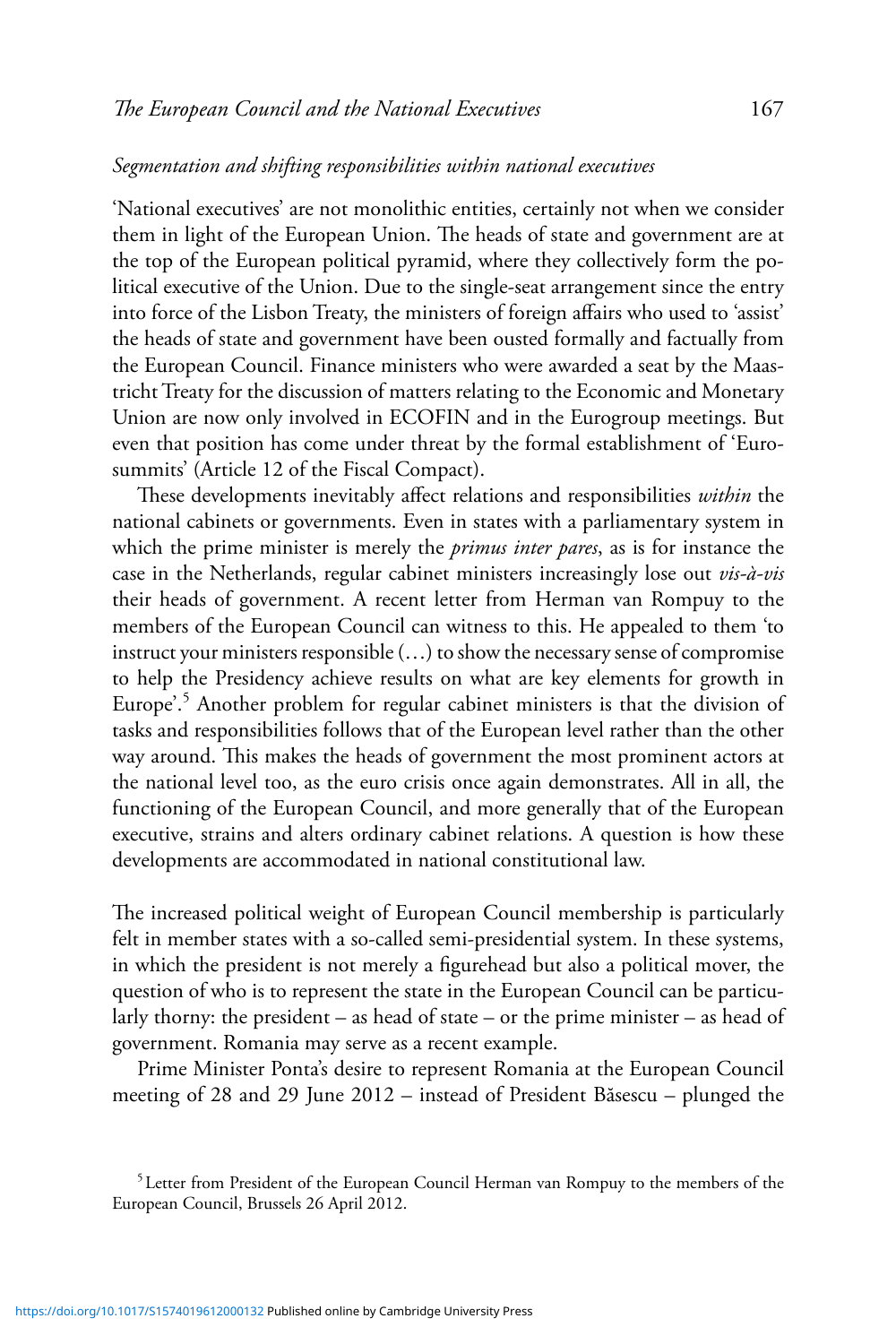*Segmentation and shifting responsibilities within national executives*

'National executives' are not monolithic entities, certainly not when we consider them in light of the European Union. The heads of state and government are at the top of the European political pyramid, where they collectively form the political executive of the Union. Due to the single-seat arrangement since the entry into force of the Lisbon Treaty, the ministers of foreign affairs who used to 'assist' the heads of state and government have been ousted formally and factually from the European Council. Finance ministers who were awarded a seat by the Maastricht Treaty for the discussion of matters relating to the Economic and Monetary Union are now only involved in ECOFIN and in the Eurogroup meetings. But even that position has come under threat by the formal establishment of 'Eurosummits' (Article 12 of the Fiscal Compact).

These developments inevitably affect relations and responsibilities *within* the national cabinets or governments. Even in states with a parliamentary system in which the prime minister is merely the *primus inter pares*, as is for instance the case in the Netherlands, regular cabinet ministers increasingly lose out *vis-à-vis* their heads of government. A recent letter from Herman van Rompuy to the members of the European Council can witness to this. He appealed to them 'to instruct your ministers responsible (…) to show the necessary sense of compromise to help the Presidency achieve results on what are key elements for growth in Europe'.[5] Another problem for regular cabinet ministers is that the division of tasks and responsibilities follows that of the European level rather than the other way around. This makes the heads of government the most prominent actors at the national level too, as the euro crisis once again demonstrates. All in all, the functioning of the European Council, and more generally that of the European executive, strains and alters ordinary cabinet relations. A question is how these developments are accommodated in national constitutional law.

The increased political weight of European Council membership is particularly felt in member states with a so-called semi-presidential system. In these systems, in which the president is not merely a figurehead but also a political mover, the question of who is to represent the state in the European Council can be particularly thorny: the president – as head of state – or the prime minister – as head of government. Romania may serve as a recent example.

Prime Minister Ponta's desire to represent Romania at the European Council meeting of 28 and 29 June 2012 – instead of President Băsescu – plunged the

[5] Letter from President of the European Council Herman van Rompuy to the members of the European Council, Brussels 26 April 2012.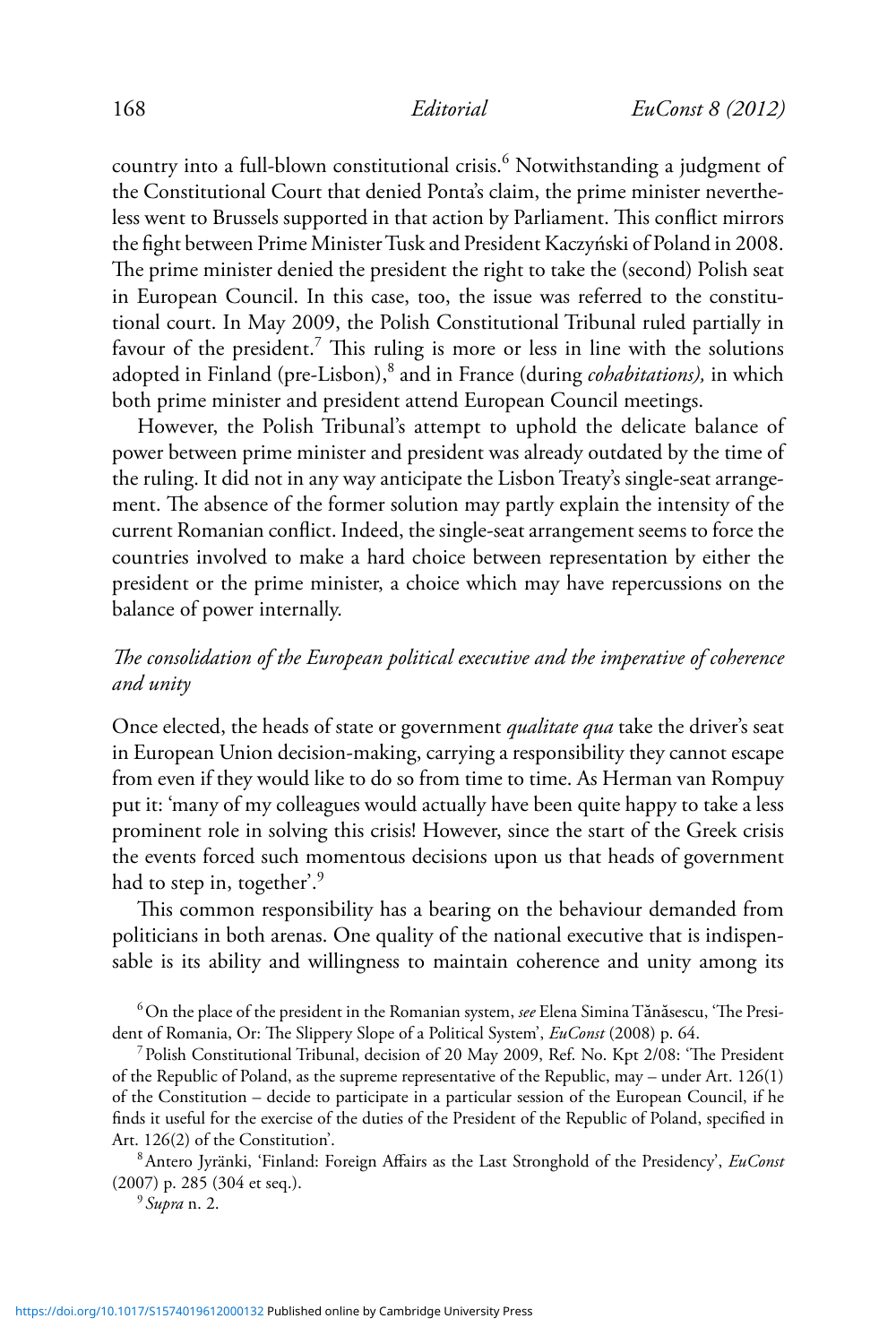country into a full-blown constitutional crisis.[6] Notwithstanding a judgment of the Constitutional Court that denied Ponta's claim, the prime minister nevertheless went to Brussels supported in that action by Parliament. This conflict mirrors the fight between Prime Minister Tusk and President Kaczyński of Poland in 2008. The prime minister denied the president the right to take the (second) Polish seat in European Council. In this case, too, the issue was referred to the constitutional court. In May 2009, the Polish Constitutional Tribunal ruled partially in favour of the president.[7] This ruling is more or less in line with the solutions adopted in Finland (pre-Lisbon),[8] and in France (during *cohabitations),* in which both prime minister and president attend European Council meetings.

However, the Polish Tribunal's attempt to uphold the delicate balance of power between prime minister and president was already outdated by the time of the ruling. It did not in any way anticipate the Lisbon Treaty's single-seat arrangement. The absence of the former solution may partly explain the intensity of the current Romanian conflict. Indeed, the single-seat arrangement seems to force the countries involved to make a hard choice between representation by either the president or the prime minister, a choice which may have repercussions on the balance of power internally.

### *The consolidation of the European political executive and the imperative of coherence and unity*

Once elected, the heads of state or government *qualitate qua* take the driver's seat in European Union decision-making, carrying a responsibility they cannot escape from even if they would like to do so from time to time. As Herman van Rompuy put it: 'many of my colleagues would actually have been quite happy to take a less prominent role in solving this crisis! However, since the start of the Greek crisis the events forced such momentous decisions upon us that heads of government had to step in, together'.[9]

This common responsibility has a bearing on the behaviour demanded from politicians in both arenas. One quality of the national executive that is indispensable is its ability and willingness to maintain coherence and unity among its

[6] On the place of the president in the Romanian system, *see* Elena Simina Tănăsescu, 'The President of Romania, Or: The Slippery Slope of a Political System', *EuConst* (2008) p. 64.

[7] Polish Constitutional Tribunal, decision of 20 May 2009, Ref. No. Kpt 2/08: 'The President of the Republic of Poland, as the supreme representative of the Republic, may – under Art. 126(1) of the Constitution – decide to participate in a particular session of the European Council, if he finds it useful for the exercise of the duties of the President of the Republic of Poland, specified in Art. 126(2) of the Constitution'.

[8] Antero Jyränki, 'Finland: Foreign Affairs as the Last Stronghold of the Presidency', *EuConst* (2007) p. 285 (304 et seq.).

[9] *Supra* n. 2.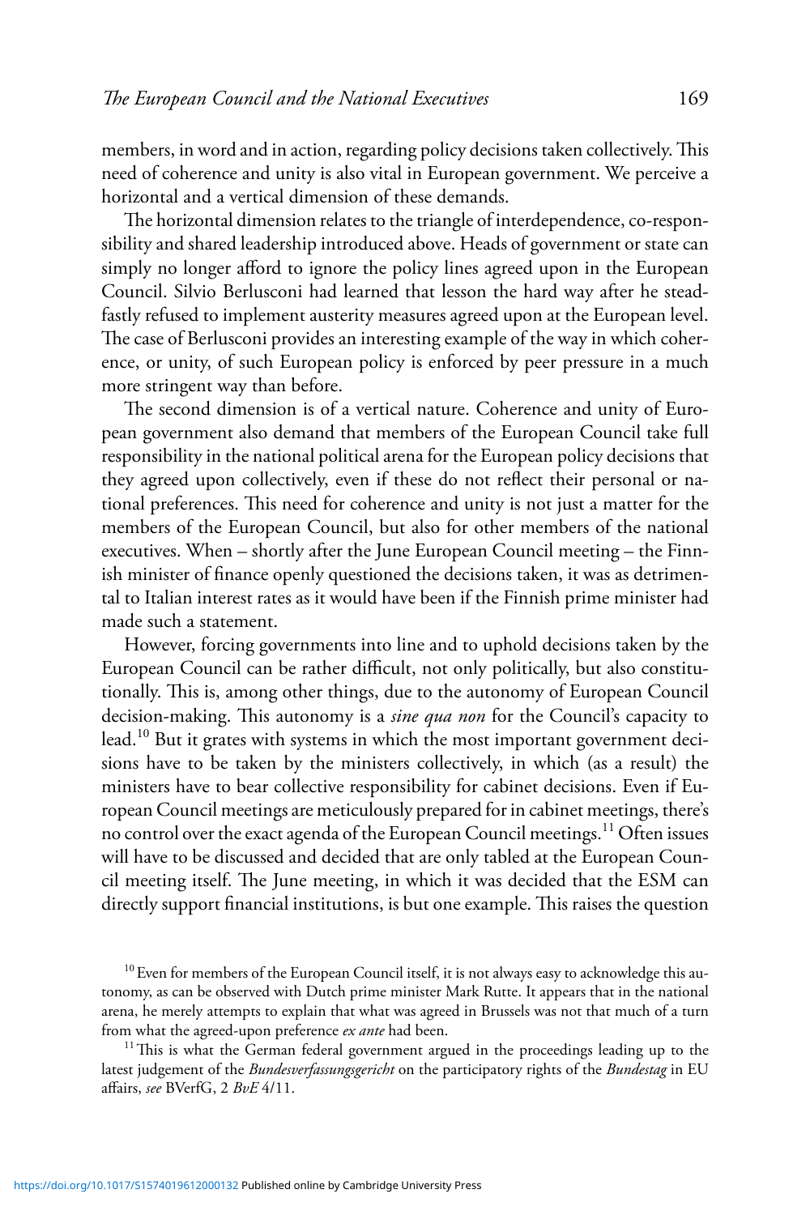members, in word and in action, regarding policy decisions taken collectively. This need of coherence and unity is also vital in European government. We perceive a horizontal and a vertical dimension of these demands.

The horizontal dimension relates to the triangle of interdependence, co-responsibility and shared leadership introduced above. Heads of government or state can simply no longer afford to ignore the policy lines agreed upon in the European Council. Silvio Berlusconi had learned that lesson the hard way after he steadfastly refused to implement austerity measures agreed upon at the European level. The case of Berlusconi provides an interesting example of the way in which coherence, or unity, of such European policy is enforced by peer pressure in a much more stringent way than before.

The second dimension is of a vertical nature. Coherence and unity of European government also demand that members of the European Council take full responsibility in the national political arena for the European policy decisions that they agreed upon collectively, even if these do not reflect their personal or national preferences. This need for coherence and unity is not just a matter for the members of the European Council, but also for other members of the national executives. When – shortly after the June European Council meeting – the Finnish minister of finance openly questioned the decisions taken, it was as detrimental to Italian interest rates as it would have been if the Finnish prime minister had made such a statement.

However, forcing governments into line and to uphold decisions taken by the European Council can be rather difficult, not only politically, but also constitutionally. This is, among other things, due to the autonomy of European Council decision-making. This autonomy is a *sine qua non* for the Council's capacity to lead.[10] But it grates with systems in which the most important government decisions have to be taken by the ministers collectively, in which (as a result) the ministers have to bear collective responsibility for cabinet decisions. Even if European Council meetings are meticulously prepared for in cabinet meetings, there's no control over the exact agenda of the European Council meetings.[11] Often issues will have to be discussed and decided that are only tabled at the European Council meeting itself. The June meeting, in which it was decided that the ESM can directly support financial institutions, is but one example. This raises the question

[10] Even for members of the European Council itself, it is not always easy to acknowledge this autonomy, as can be observed with Dutch prime minister Mark Rutte. It appears that in the national arena, he merely attempts to explain that what was agreed in Brussels was not that much of a turn from what the agreed-upon preference *ex ante* had been.

[11] This is what the German federal government argued in the proceedings leading up to the latest judgement of the *Bundesverfassungsgericht* on the participatory rights of the *Bundestag* in EU affairs, *see* BVerfG, 2 *BvE* 4/11.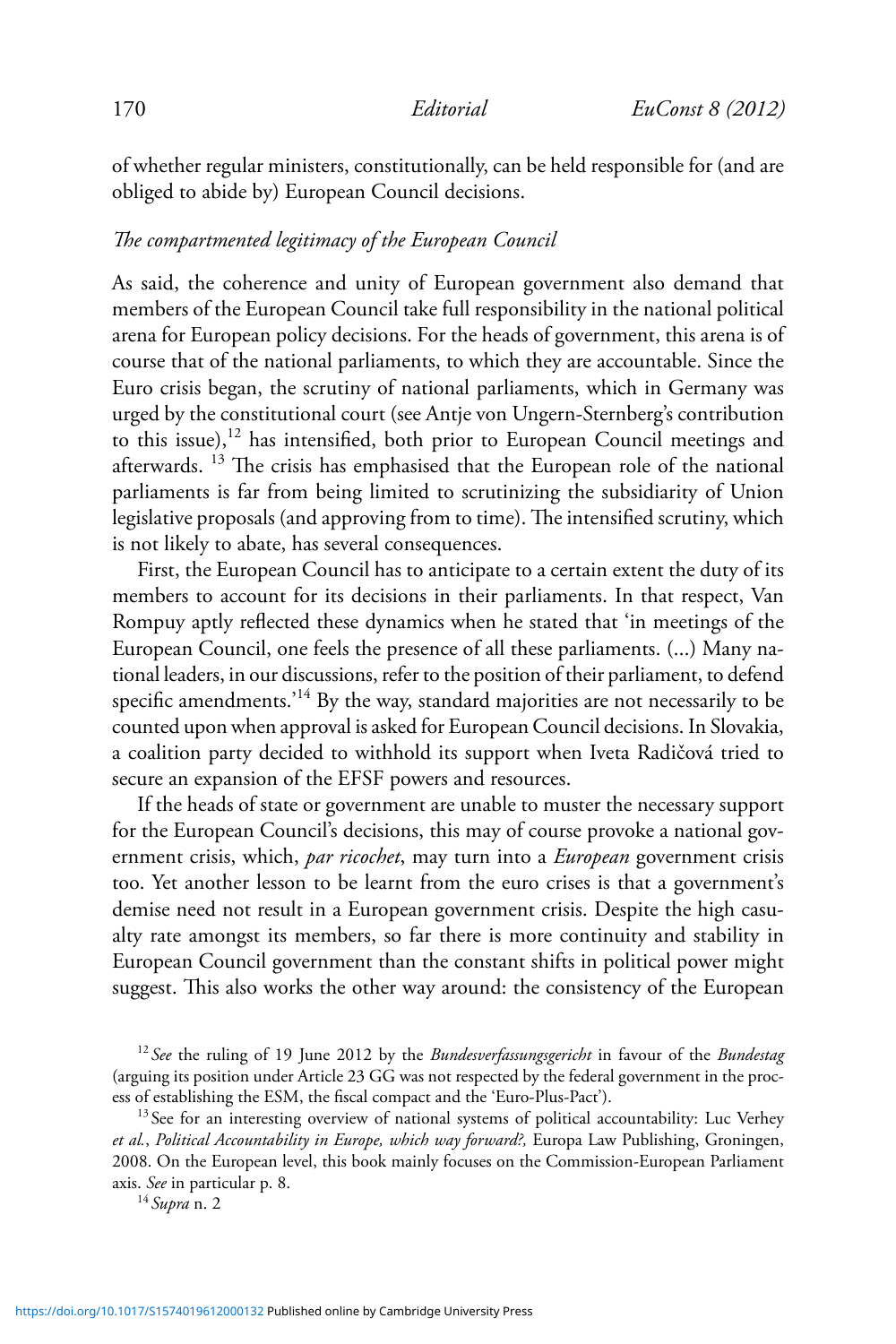of whether regular ministers, constitutionally, can be held responsible for (and are obliged to abide by) European Council decisions.

### *The compartmented legitimacy of the European Council*

As said, the coherence and unity of European government also demand that members of the European Council take full responsibility in the national political arena for European policy decisions. For the heads of government, this arena is of course that of the national parliaments, to which they are accountable. Since the Euro crisis began, the scrutiny of national parliaments, which in Germany was urged by the constitutional court (see Antje von Ungern-Sternberg's contribution to this issue),[12] has intensified, both prior to European Council meetings and afterwards. [13] The crisis has emphasised that the European role of the national parliaments is far from being limited to scrutinizing the subsidiarity of Union legislative proposals (and approving from to time). The intensified scrutiny, which is not likely to abate, has several consequences.

First, the European Council has to anticipate to a certain extent the duty of its members to account for its decisions in their parliaments. In that respect, Van Rompuy aptly reflected these dynamics when he stated that 'in meetings of the European Council, one feels the presence of all these parliaments. (...) Many national leaders, in our discussions, refer to the position of their parliament, to defend specific amendments.'[14] By the way, standard majorities are not necessarily to be counted upon when approval is asked for European Council decisions. In Slovakia, a coalition party decided to withhold its support when Iveta Radičová tried to secure an expansion of the EFSF powers and resources.

If the heads of state or government are unable to muster the necessary support for the European Council's decisions, this may of course provoke a national government crisis, which, *par ricochet*, may turn into a *European* government crisis too. Yet another lesson to be learnt from the euro crises is that a government's demise need not result in a European government crisis. Despite the high casualty rate amongst its members, so far there is more continuity and stability in European Council government than the constant shifts in political power might suggest. This also works the other way around: the consistency of the European

---

[12] *See* the ruling of 19 June 2012 by the *Bundesverfassungsgericht* in favour of the *Bundestag* (arguing its position under Article 23 GG was not respected by the federal government in the process of establishing the ESM, the fiscal compact and the 'Euro-Plus-Pact').

[13] See for an interesting overview of national systems of political accountability: Luc Verhey *et al.*, *Political Accountability in Europe, which way forward?,* Europa Law Publishing, Groningen, 2008. On the European level, this book mainly focuses on the Commission-European Parliament axis. *See* in particular p. 8.

[14] *Supra* n. 2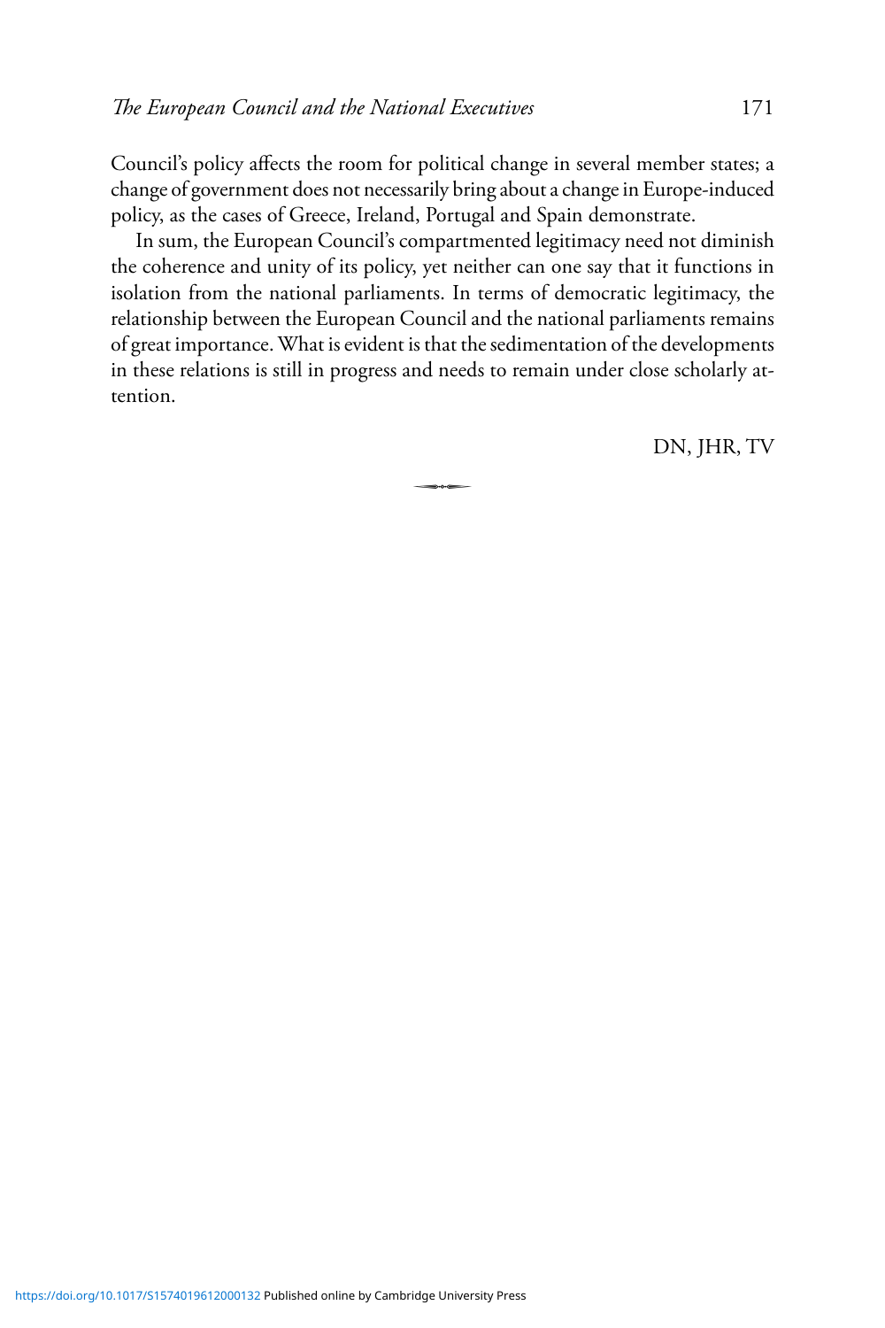Council's policy affects the room for political change in several member states; a change of government does not necessarily bring about a change in Europe-induced policy, as the cases of Greece, Ireland, Portugal and Spain demonstrate.

In sum, the European Council's compartmented legitimacy need not diminish the coherence and unity of its policy, yet neither can one say that it functions in isolation from the national parliaments. In terms of democratic legitimacy, the relationship between the European Council and the national parliaments remains of great importance. What is evident is that the sedimentation of the developments in these relations is still in progress and needs to remain under close scholarly attention.

DN, JHR, TV